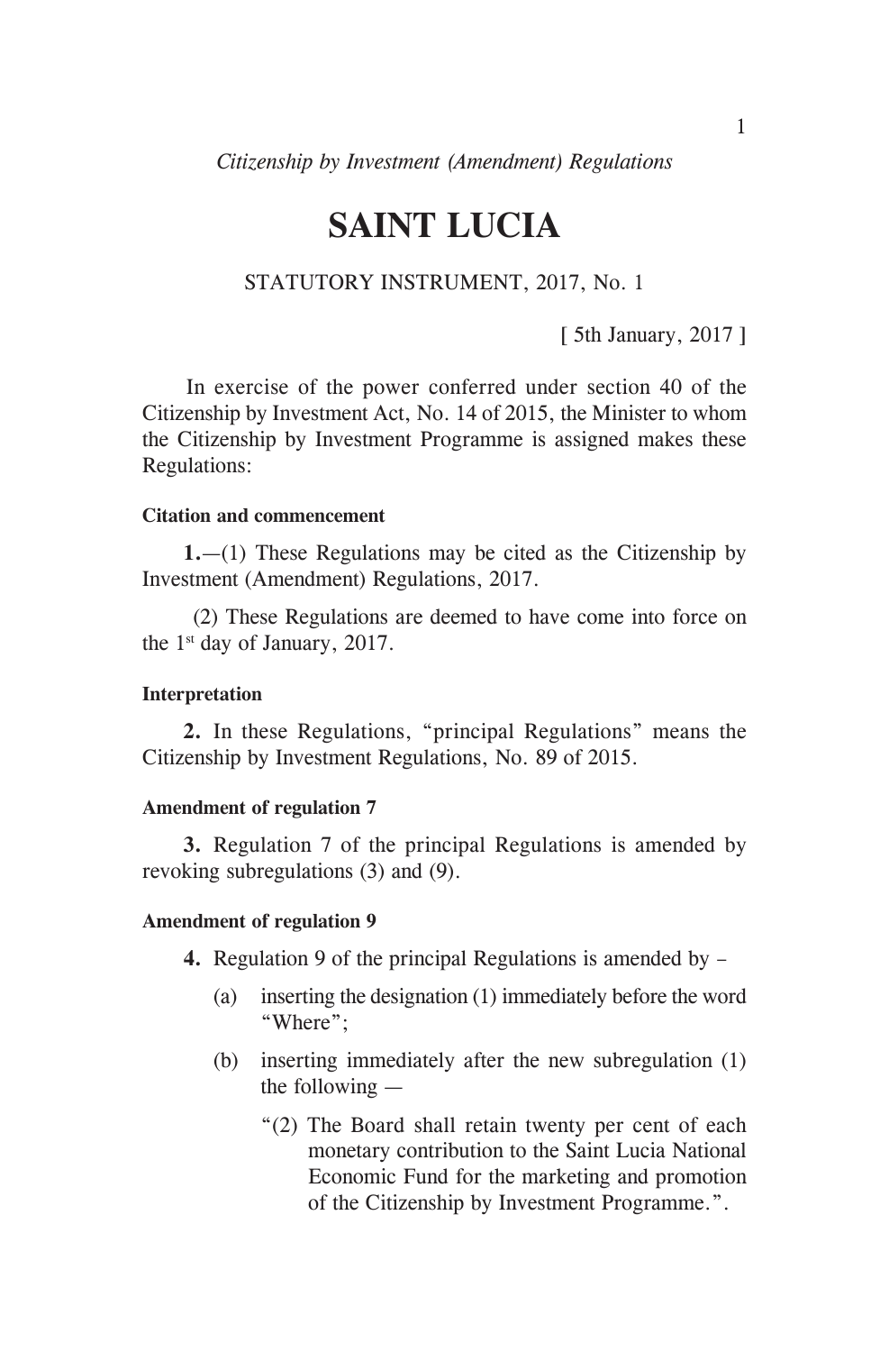# SAINT LUCIA

STATUTORY INSTRUMENT, 2017, No. 1

[ 5th January, 2017 ]

In exercise of the power conferred under section 40 of the Citizenship by Investment Act, No. 14 of 2015, the Minister to whom the Citizenship by Investment Programme is assigned makes these Regulations:

**Citation and commencement**

**1.**—(1) These Regulations may be cited as the Citizenship by Investment (Amendment) Regulations, 2017.

(2) These Regulations are deemed to have come into force on the 1st day of January, 2017.

**Interpretation**

**2.** In these Regulations, "principal Regulations" means the Citizenship by Investment Regulations, No. 89 of 2015.

**Amendment of regulation 7**

**3.** Regulation 7 of the principal Regulations is amended by revoking subregulations (3) and (9).

**Amendment of regulation 9**

**4.** Regulation 9 of the principal Regulations is amended by –

(a) inserting the designation (1) immediately before the word "Where";

(b) inserting immediately after the new subregulation (1) the following —

"(2) The Board shall retain twenty per cent of each monetary contribution to the Saint Lucia National Economic Fund for the marketing and promotion of the Citizenship by Investment Programme.".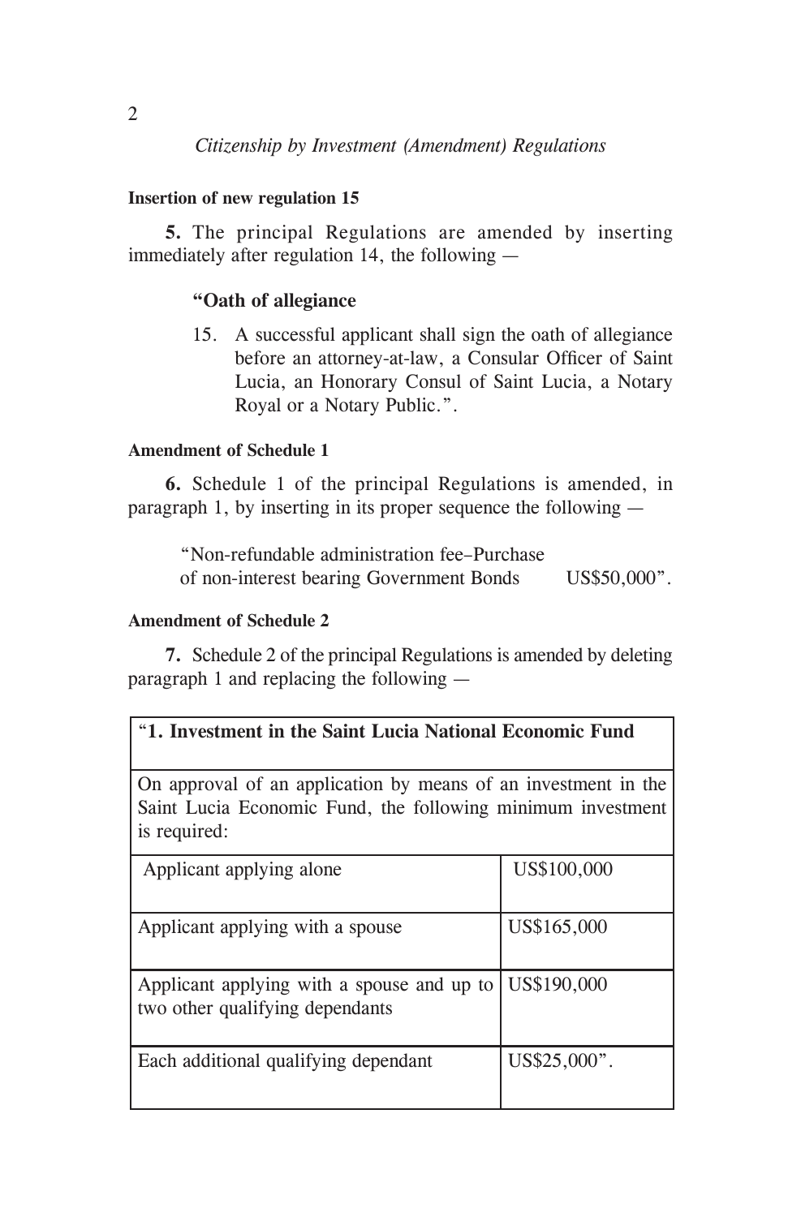**Insertion of new regulation 15**

**5.** The principal Regulations are amended by inserting immediately after regulation 14, the following —

**“Oath of allegiance**

15. A successful applicant shall sign the oath of allegiance before an attorney-at-law, a Consular Officer of Saint Lucia, an Honorary Consul of Saint Lucia, a Notary Royal or a Notary Public.”.

**Amendment of Schedule 1**

**6.** Schedule 1 of the principal Regulations is amended, in paragraph 1, by inserting in its proper sequence the following —

“Non-refundable administration fee–Purchase of non-interest bearing Government Bonds US$50,000”.

**Amendment of Schedule 2**

**7.** Schedule 2 of the principal Regulations is amended by deleting paragraph 1 and replacing the following —

| “**1. Investment in the Saint Lucia National Economic Fund** | |
|---|---|
| On approval of an application by means of an investment in the Saint Lucia Economic Fund, the following minimum investment is required: | |
| Applicant applying alone | US$100,000 |
| Applicant applying with a spouse | US$165,000 |
| Applicant applying with a spouse and up to two other qualifying dependants | US$190,000 |
| Each additional qualifying dependant | US$25,000”. |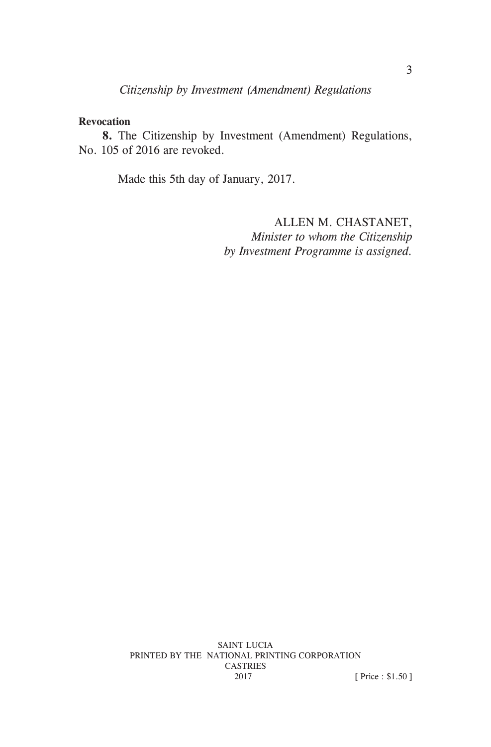**Revocation**

**8.** The Citizenship by Investment (Amendment) Regulations, No. 105 of 2016 are revoked.

Made this 5th day of January, 2017.

ALLEN M. CHASTANET,
*Minister to whom the Citizenship by Investment Programme is assigned.*

SAINT LUCIA
PRINTED BY THE NATIONAL PRINTING CORPORATION
CASTRIES
2017

[ Price : $1.50 ]